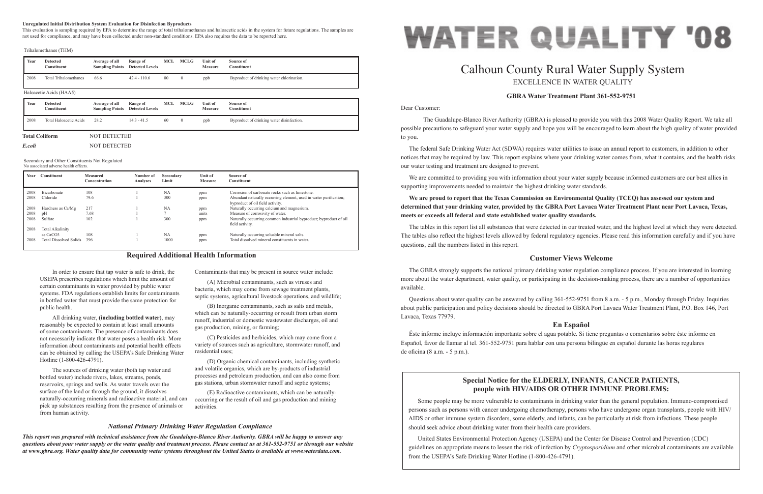# WATER QUALITY '08

## Calhoun County Rural Water Supply System

EXCELLENCE IN WATER QUALITY

**GBRA Water Treatment Plant 361-552-9751**

Dear Customer:

The Guadalupe-Blanco River Authority (GBRA) is pleased to provide you with this 2008 Water Quality Report. We take all possible precautions to safeguard your water supply and hope you will be encouraged to learn about the high quality of water provided to you.

The federal Safe Drinking Water Act (SDWA) requires water utilities to issue an annual report to customers, in addition to other notices that may be required by law. This report explains where your drinking water comes from, what it contains, and the health risks our water testing and treatment are designed to prevent.

We are committed to providing you with information about your water supply because informed customers are our best allies in supporting improvements needed to maintain the highest drinking water standards.

**We are proud to report that the Texas Commission on Environmental Quality (TCEQ) has assessed our system and determined that your drinking water, provided by the GBRA Port Lavaca Water Treatment Plant near Port Lavaca, Texas, meets or exceeds all federal and state established water quality standards.**

The tables in this report list all substances that were detected in our treated water, and the highest level at which they were detected. The tables also reflect the highest levels allowed by federal regulatory agencies. Please read this information carefully and if you have questions, call the numbers listed in this report.

### Customer Views Welcome

The GBRA strongly supports the national primary drinking water regulation compliance process. If you are interested in learning more about the water department, water quality, or participating in the decision-making process, there are a number of opportunities available.

Questions about water quality can be answered by calling 361-552-9751 from 8 a.m. - 5 p.m., Monday through Friday. Inquiries about public participation and policy decisions should be directed to GBRA Port Lavaca Water Treatment Plant, P.O. Box 146, Port Lavaca, Texas 77979.

### En Español

Éste informe incluye información importante sobre el agua potable. Si tiene preguntas o comentarios sobre éste informe en Español, favor de llamar al tel. 361-552-9751 para hablar con una persona bilingüe en español durante las horas regulares de oficina (8 a.m. - 5 p.m.).

### Special Notice for the ELDERLY, INFANTS, CANCER PATIENTS, people with HIV/AIDS OR OTHER IMMUNE PROBLEMS:

Some people may be more vulnerable to contaminants in drinking water than the general population. Immuno-compromised persons such as persons with cancer undergoing chemotherapy, persons who have undergone organ transplants, people with HIV/AIDS or other immune system disorders, some elderly, and infants, can be particularly at risk from infections. These people should seek advice about drinking water from their health care providers.

United States Environmental Protection Agency (USEPA) and the Center for Disease Control and Prevention (CDC) guidelines on appropriate means to lessen the risk of infection by *Cryptosporidium* and other microbial contaminants are available from the USEPA's Safe Drinking Water Hotline (1-800-426-4791).

**Unregulated Initial Distribution System Evaluation for Disinfection Byproducts**

This evaluation is sampling required by EPA to determine the range of total trihalomethanes and haloacetic acids in the system for future regulations. The samples are not used for compliance, and may have been collected under non-standard conditions. EPA also requires the data to be reported here.

Trihalomethanes (THM)

| Year | Detected Constituent | Average of all Sampling Points | Range of Detected Levels | MCL | MCLG | Unit of Measure | Source of Constituent |
|---|---|---|---|---|---|---|---|
| 2008 | Total Trihalomethanes | 66.6 | 42.4 - 110.6 | 80 | 0 | ppb | Byproduct of drinking water chlorination. |

Haloacetic Acids (HAA5)

| Year | Detected Constituent | Average of all Sampling Points | Range of Detected Levels | MCL | MCLG | Unit of Measure | Source of Constituent |
|---|---|---|---|---|---|---|---|
| 2008 | Total Haloacetic Acids | 28.2 | 14.3 - 41.5 | 60 | 0 | ppb | Byproduct of drinking water disinfection. |

**Total Coliform** NOT DETECTED

***E.coli*** NOT DETECTED

Secondary and Other Constituents Not Regulated
No associated adverse health effects.

| Year | Constituent | Measured Concentration | Number of Analyses | Secondary Limit | Unit of Measure | Source of Constituent |
|---|---|---|---|---|---|---|
| 2008 | Bicarbonate | 108 | 1 | NA | ppm | Corrosion of carbonate rocks such as limestone. |
| 2008 | Chloride | 79.6 | 1 | 300 | ppm | Abundant naturally occurring element, used in water purification; byproduct of oil field activity. |
| 2008 | Hardness as Ca/Mg | 217 | 1 | NA | ppm | Naturally occurring calcium and magnesium. |
| 2008 | pH | 7.68 | 1 | 7 | units | Measure of corrosivity of water. |
| 2008 | Sulfate | 102 | 1 | 300 | ppm | Naturally occurring common industrial byproduct; byproduct of oil field activity. |
| 2008 | Total Alkalinity as CaCO3 | 108 | 1 | NA | ppm | Naturally occurring soluable mineral salts. |
| 2008 | Total Dissolved Solids | 396 | 1 | 1000 | ppm | Total dissolved mineral constituents in water. |

### Required Additional Health Information

In order to ensure that tap water is safe to drink, the USEPA prescribes regulations which limit the amount of certain contaminants in water provided by public water systems. FDA regulations establish limits for contaminants in bottled water that must provide the same protection for public health.

All drinking water, **(including bottled water)**, may reasonably be expected to contain at least small amounts of some contaminants. The presence of contaminants does not necessarily indicate that water poses a health risk. More information about contaminants and potential health effects can be obtained by calling the USEPA's Safe Drinking Water Hotline (1-800-426-4791).

The sources of drinking water (both tap water and bottled water) include rivers, lakes, streams, ponds, reservoirs, springs and wells. As water travels over the surface of the land or through the ground, it dissolves naturally-occurring minerals and radioactive material, and can pick up substances resulting from the presence of animals or from human activity.

Contaminants that may be present in source water include:

(A) Microbial contaminants, such as viruses and bacteria, which may come from sewage treatment plants, septic systems, agricultural livestock operations, and wildlife;

(B) Inorganic contaminants, such as salts and metals, which can be naturally-occurring or result from urban storm runoff, industrial or domestic wastewater discharges, oil and gas production, mining, or farming;

(C) Pesticides and herbicides, which may come from a variety of sources such as agriculture, stormwater runoff, and residential uses;

(D) Organic chemical contaminants, including synthetic and volatile organics, which are by-products of industrial processes and petroleum production, and can also come from gas stations, urban stormwater runoff and septic systems;

(E) Radioactive contaminants, which can be naturally-occurring or the result of oil and gas production and mining activities.

### *National Primary Drinking Water Regulation Compliance*

***This report was prepared with technical assistance from the Guadalupe-Blanco River Authority. GBRA will be happy to answer any questions about your water supply or the water quality and treatment process. Please contact us at 361-552-9751 or through our website at www.gbra.org. Water quality data for community water systems throughout the United States is available at www.waterdata.com.***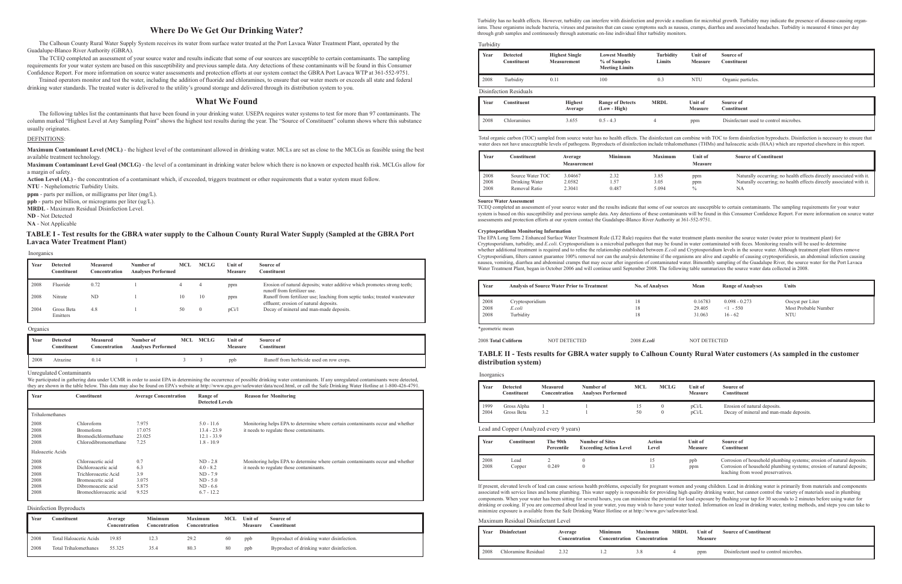## Where Do We Get Our Drinking Water?

The Calhoun County Rural Water Supply System receives its water from surface water treated at the Port Lavaca Water Treatment Plant, operated by the Guadalupe-Blanco River Authority (GBRA).

The TCEQ completed an assessment of your source water and results indicate that some of our sources are susceptible to certain contaminants. The sampling requirements for your water system are based on this susceptibility and previous sample data. Any detections of these contaminants will be found in this Consumer Confidence Report. For more information on source water assessments and protection efforts at our system contact the GBRA Port Lavaca WTP at 361-552-9751.

Trained operators monitor and test the water, including the addition of fluoride and chloramines, to ensure that our water meets or exceeds all state and federal drinking water standards. The treated water is delivered to the utility's ground storage and delivered through its distribution system to you.

## What We Found

The following tables list the contaminants that have been found in your drinking water. USEPA requires water systems to test for more than 97 contaminants. The column marked "Highest Level at Any Sampling Point" shows the highest test results during the year. The "Source of Constituent" column shows where this substance usually originates.

DEFINITIONS:

**Maximum Contaminant Level (MCL)** - the highest level of the contaminant allowed in drinking water. MCLs are set as close to the MCLGs as feasible using the best available treatment technology.

**Maximum Contaminant Level Goal (MCLG)** - the level of a contaminant in drinking water below which there is no known or expected health risk. MCLGs allow for a margin of safety.

**Action Level (AL)** - the concentration of a contaminant which, if exceeded, triggers treatment or other requirements that a water system must follow.

**NTU** - Nephelometric Turbidity Units.

**ppm** - parts per million, or milligrams per liter (mg/L).

**ppb** - parts per billion, or micrograms per liter (ug/L).

**MRDL** - Maximum Residual Disinfection Level.

**ND** - Not Detected

**NA** - Not Applicable

### TABLE I - Test results for the GBRA water supply to the Calhoun County Rural Water Supply (Sampled at the GBRA Port Lavaca Water Treatment Plant)

Inorganics

| Year | Detected Constituent | Measured Concentration | Number of Analyses Performed | MCL | MCLG | Unit of Measure | Source of Constituent |
|---|---|---|---|---|---|---|---|
| 2008 | Fluoride | 0.72 | 1 | 4 | 4 | ppm | Erosion of natural deposits; water additive which promotes strong teeth; runoff from fertilizer use. |
| 2008 | Nitrate | ND | 1 | 10 | 10 | ppm | Runoff from fertilizer use; leaching from septic tanks; treated wastewater effluent; erosion of natural deposits. |
| 2004 | Gross Beta Emitters | 4.8 | 1 | 50 | 0 | pCi/l | Decay of mineral and man-made deposits. |

Organics

| Year | Detected Constituent | Measured Concentration | Number of Analyses Performed | MCL | MCLG | Unit of Measure | Source of Constituent |
|---|---|---|---|---|---|---|---|
| 2008 | Atrazine | 0.14 | 1 | 3 | 3 | ppb | Runoff from herbicide used on row crops. |

Unregulated Contaminants

We participated in gathering data under UCMR in order to assist EPA in determining the occurrence of possible drinking water contaminants. If any unregulated contaminants were detected, they are shown in the table below. This data may also be found on EPA's website at http://www.epa.gov/safewater/data/ncod.html, or call the Safe Drinking Water Hotline at 1-800-426-4791.

| Year | Constituent | Average Concentration | Range of Detected Levels | Reason for Monitoring |
|---|---|---|---|---|
| Trihalomethanes | | | | |
| 2008 | Chloroform | 7.975 | 5.0 - 11.6 | Monitoring helps EPA to determine where certain contaminants occur and whether it needs to regulate those contaminants. |
| 2008 | Bromoform | 17.075 | 13.4 - 23.9 | |
| 2008 | Bromodichlormethane | 23.025 | 12.1 - 33.9 | |
| 2008 | Chlorodibromomethane | 7.25 | 1.8 - 10.9 | |
| Haloacetic Acids | | | | |
| 2008 | Chloroacetic acid | 0.7 | ND - 2.8 | Monitoring helps EPA to determine where certain contaminants occur and whether it needs to regulate those contaminants. |
| 2008 | Dichloroacetic acid | 6.3 | 4.0 - 8.2 | |
| 2008 | Trichloroacetic Acid | 3.9 | ND - 7.9 | |
| 2008 | Bromoacetic acid | 3.075 | ND - 5.0 | |
| 2008 | Dibromoacetic acid | 5.875 | ND - 6.6 | |
| 2008 | Bromochloroacetic acid | 9.525 | 6.7 - 12.2 | |

Disinfection Byproducts

| Year | Constituent | Average Concentration | Minimum Concentration | Maximum Concentration | MCL | Unit of Measure | Source of Constituent |
|---|---|---|---|---|---|---|---|
| 2008 | Total Haloacetic Acids | 19.85 | 12.3 | 29.2 | 60 | ppb | Byproduct of drinking water disinfection. |
| 2008 | Total Trihalomethanes | 55.325 | 35.4 | 80.3 | 80 | ppb | Byproduct of drinking water disinfection. |

Turbidity has no health effects. However, turbidity can interfere with disinfection and provide a medium for microbial growth. Turbidity may indicate the presence of disease-causing organisms. These organisms include bacteria, viruses and parasites that can cause symptoms such as nausea, cramps, diarrhea and associated headaches. Turbidity is measured 4 times per day through grab samples and continuously through automatic on-line individual filter turbidity monitors.

Turbidity

| Year | Detected Constituent | Highest Single Measurement | Lowest Monthly % of Samples Meeting Limits | Turbidity Limits | Unit of Measure | Source of Constituent |
|---|---|---|---|---|---|---|
| 2008 | Turbidity | 0.11 | 100 | 0.3 | NTU | Organic particles. |

Disinfection Residuals

| Year | Constituent | Highest Average | Range of Detects (Low - High) | MRDL | Unit of Measure | Source of Constituent |
|---|---|---|---|---|---|---|
| 2008 | Chloramines | 3.655 | 0.5 - 4.3 | 4 | ppm | Disinfectant used to control microbes. |

Total organic carbon (TOC) sampled from source water has no health effects. The disinfectant can combine with TOC to form disinfection byproducts. Disinfection is necessary to ensure that water does not have unacceptable levels of pathogens. Byproducts of disinfection include trihalomethanes (THMs) and haloacetic acids (HAA) which are reported elsewhere in this report.

| Year | Constituent | Average Measurement | Minimum | Maximum | Unit of Measure | Source of Constituent |
|---|---|---|---|---|---|---|
| 2008 | Source Water TOC | 3.04667 | 2.32 | 3.85 | ppm | Naturally occurring; no health effects directly associated with it. |
| 2008 | Drinking Water | 2.0582 | 1.57 | 3.05 | ppm | Naturally occurring; no health effects directly associated with it. |
| 2008 | Removal Ratio | 2.3041 | 0.487 | 5.094 | % | NA |

**Source Water Assessment**

TCEQ completed an assessment of your source water and the results indicate that some of our sources are susceptible to certain contaminants. The sampling requirements for your water system is based on this susceptibility and previous sample data. Any detections of these contaminants will be found in this Consumer Confidence Report. For more information on source water assessments and protection efforts at our system contact the Guadalupe-Blanco River Authority at 361-552-9751.

**Cryptosporidium Monitoring Information**

The EPA Long Term 2 Enhanced Surface Water Treatment Rule (LT2 Rule) requires that the water treatment plants monitor the source water (water prior to treatment plant) for Cryptosporidium, turbidity, and *E.coli*. Cryptosporidium is a microbial pathogen that may be found in water contaminated with feces. Monitoring results will be used to determine whether additional treatment is required and to refine the relationship established between *E.coli* and Cryptosporidium levels in the source water. Although treatment plant filters remove Cryptosporidium, filters cannot guarantee 100% removal nor can the analysis determine if the organisms are alive and capable of causing cryptosporidiosis, an abdominal infection causing nausea, vomiting, diarrhea and abdominal cramps that may occur after ingestion of contaminated water. Bimonthly sampling of the Guadalupe River, the source water for the Port Lavaca Water Treatment Plant, began in October 2006 and will continue until September 2008. The following table summarizes the source water data collected in 2008.

| Year | Analysis of Source Water Prior to Treatment | No. of Analyses | Mean | Range of Analyses | Units |
|---|---|---|---|---|---|
| 2008 | Cryptosporidium | 18 | 0.16783 | 0.098 - 0.273 | Oocyst per Liter |
| 2008 | *E.coli* | 18 | 29.405 | <1 - 550 | Most Probable Number |
| 2008 | Turbidity | 18 | 31.063 | 16 - 62 | NTU |

*geometric mean

2008 **Total Coliform** NOT DETECTED 2008 ***E.coli*** NOT DETECTED

### TABLE II - Tests results for GBRA water supply to Calhoun County Rural Water customers (As sampled in the customer distribution system)

Inorganics

| Year | Detected Constituent | Measured Concentration | Number of Analyses Performed | MCL | MCLG | Unit of Measure | Source of Constituent |
|---|---|---|---|---|---|---|---|
| 1999 | Gross Alpha | 1 | 1 | 15 | 0 | pCi/L | Erosion of natural deposits. |
| 2004 | Gross Beta | 3.2 | 1 | 50 | 0 | pCi/L | Decay of mineral and man-made deposits. |

Lead and Copper (Analyzed every 9 years)

| Year | Constituent | The 90th Percentile | Number of Sites Exceeding Action Level | Action Level | Unit of Measure | Source of Constituent |
|---|---|---|---|---|---|---|
| 2008 | Lead | 2 | 0 | 15 | ppb | Corrosion of household plumbing systems; erosion of natural deposits. |
| 2008 | Copper | 0.249 | 0 | 13 | ppm | Corrosion of household plumbing systems; erosion of natural deposits; leaching from wood preservatives. |

If present, elevated levels of lead can cause serious health problems, especially for pregnant women and young children. Lead in drinking water is primarily from materials and components associated with service lines and home plumbing. This water supply is responsible for providing high quality drinking water, but cannot control the variety of materials used in plumbing components. When your water has been sitting for several hours, you can minimize the potential for lead exposure by flushing your tap for 30 seconds to 2 minutes before using water for drinking or cooking. If you are concerned about lead in your water, you may wish to have your water tested. Information on lead in drinking water, testing methods, and steps you can take to minimize exposure is available from the Safe Drinking Water Hotline or at http://www.gov/safewater/lead.

Maximum Residual Disinfectant Level

| Year | Disinfectant | Average Concentration | Minimum Concentration | Maximum Concentration | MRDL | Unit of Measure | Source of Constituent |
|---|---|---|---|---|---|---|---|
| 2008 | Chloramine Residual | 2.32 | 1.2 | 3.8 | 4 | ppm | Disinfectant used to control microbes. |